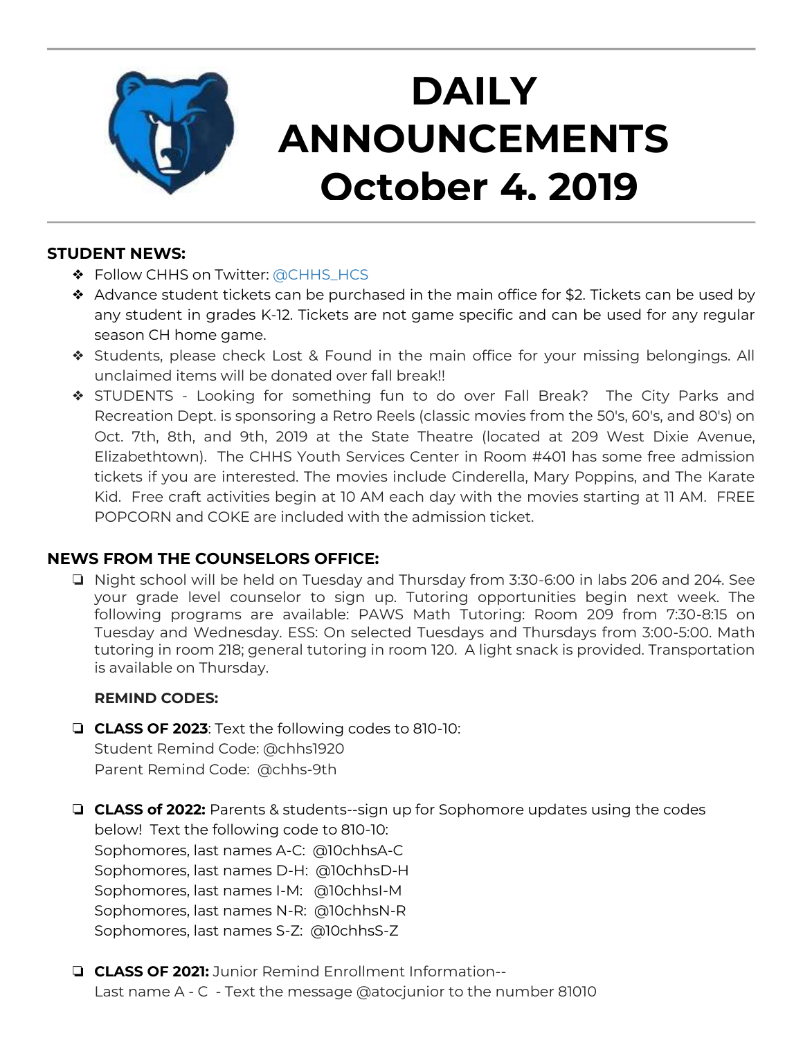# DAILY ANNOUNCEMENTS October 4. 2019

## STUDENT NEWS:

- Follow CHHS on Twitter: @CHHS_HCS
- Advance student tickets can be purchased in the main office for $2. Tickets can be used by any student in grades K-12. Tickets are not game specific and can be used for any regular season CH home game.
- Students, please check Lost & Found in the main office for your missing belongings. All unclaimed items will be donated over fall break!!
- STUDENTS - Looking for something fun to do over Fall Break? The City Parks and Recreation Dept. is sponsoring a Retro Reels (classic movies from the 50's, 60's, and 80's) on Oct. 7th, 8th, and 9th, 2019 at the State Theatre (located at 209 West Dixie Avenue, Elizabethtown). The CHHS Youth Services Center in Room #401 has some free admission tickets if you are interested. The movies include Cinderella, Mary Poppins, and The Karate Kid. Free craft activities begin at 10 AM each day with the movies starting at 11 AM. FREE POPCORN and COKE are included with the admission ticket.

## NEWS FROM THE COUNSELORS OFFICE:

- Night school will be held on Tuesday and Thursday from 3:30-6:00 in labs 206 and 204. See your grade level counselor to sign up. Tutoring opportunities begin next week. The following programs are available: PAWS Math Tutoring: Room 209 from 7:30-8:15 on Tuesday and Wednesday. ESS: On selected Tuesdays and Thursdays from 3:00-5:00. Math tutoring in room 218; general tutoring in room 120. A light snack is provided. Transportation is available on Thursday.

**REMIND CODES:**

- **CLASS OF 2023**: Text the following codes to 810-10:
  Student Remind Code: @chhs1920
  Parent Remind Code: @chhs-9th

- **CLASS of 2022:** Parents & students--sign up for Sophomore updates using the codes below! Text the following code to 810-10:
  Sophomores, last names A-C: @10chhsA-C
  Sophomores, last names D-H: @10chhsD-H
  Sophomores, last names I-M: @10chhsI-M
  Sophomores, last names N-R: @10chhsN-R
  Sophomores, last names S-Z: @10chhsS-Z

- **CLASS OF 2021:** Junior Remind Enrollment Information--
  Last name A - C - Text the message @atocjunior to the number 81010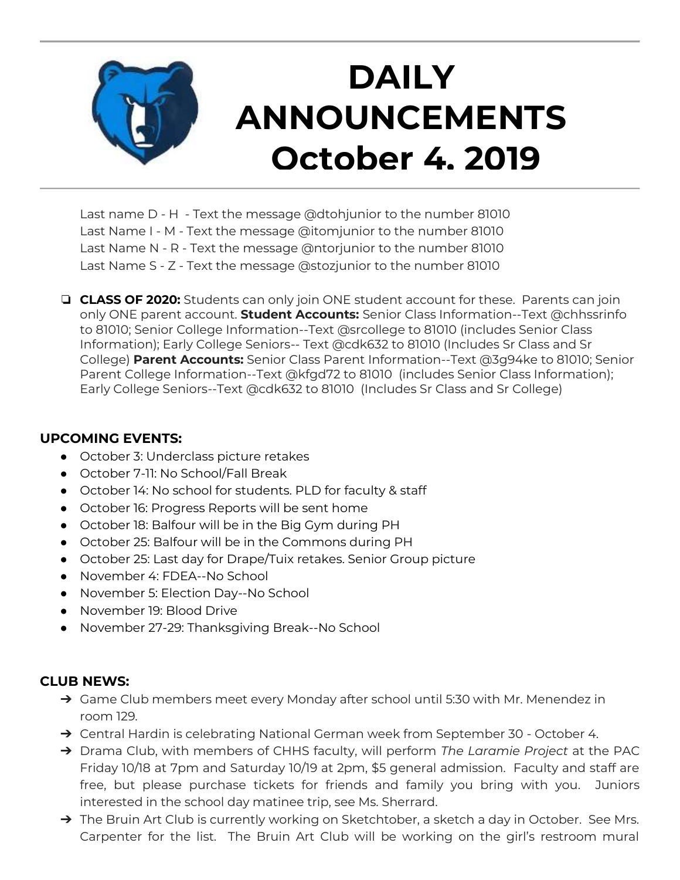# DAILY ANNOUNCEMENTS October 4. 2019

Last name D - H - Text the message @dtohjunior to the number 81010
Last Name I - M - Text the message @itomjunior to the number 81010
Last Name N - R - Text the message @ntorjunior to the number 81010
Last Name S - Z - Text the message @stozjunior to the number 81010

- **CLASS OF 2020:** Students can only join ONE student account for these. Parents can join only ONE parent account. **Student Accounts:** Senior Class Information--Text @chhssrinfo to 81010; Senior College Information--Text @srcollege to 81010 (includes Senior Class Information); Early College Seniors-- Text @cdk632 to 81010 (Includes Sr Class and Sr College) **Parent Accounts:** Senior Class Parent Information--Text @3g94ke to 81010; Senior Parent College Information--Text @kfgd72 to 81010 (includes Senior Class Information); Early College Seniors--Text @cdk632 to 81010 (Includes Sr Class and Sr College)

**UPCOMING EVENTS:**

- October 3: Underclass picture retakes
- October 7-11: No School/Fall Break
- October 14: No school for students. PLD for faculty & staff
- October 16: Progress Reports will be sent home
- October 18: Balfour will be in the Big Gym during PH
- October 25: Balfour will be in the Commons during PH
- October 25: Last day for Drape/Tuix retakes. Senior Group picture
- November 4: FDEA--No School
- November 5: Election Day--No School
- November 19: Blood Drive
- November 27-29: Thanksgiving Break--No School

**CLUB NEWS:**

- Game Club members meet every Monday after school until 5:30 with Mr. Menendez in room 129.
- Central Hardin is celebrating National German week from September 30 - October 4.
- Drama Club, with members of CHHS faculty, will perform *The Laramie Project* at the PAC Friday 10/18 at 7pm and Saturday 10/19 at 2pm, $5 general admission. Faculty and staff are free, but please purchase tickets for friends and family you bring with you. Juniors interested in the school day matinee trip, see Ms. Sherrard.
- The Bruin Art Club is currently working on Sketchtober, a sketch a day in October. See Mrs. Carpenter for the list. The Bruin Art Club will be working on the girl's restroom mural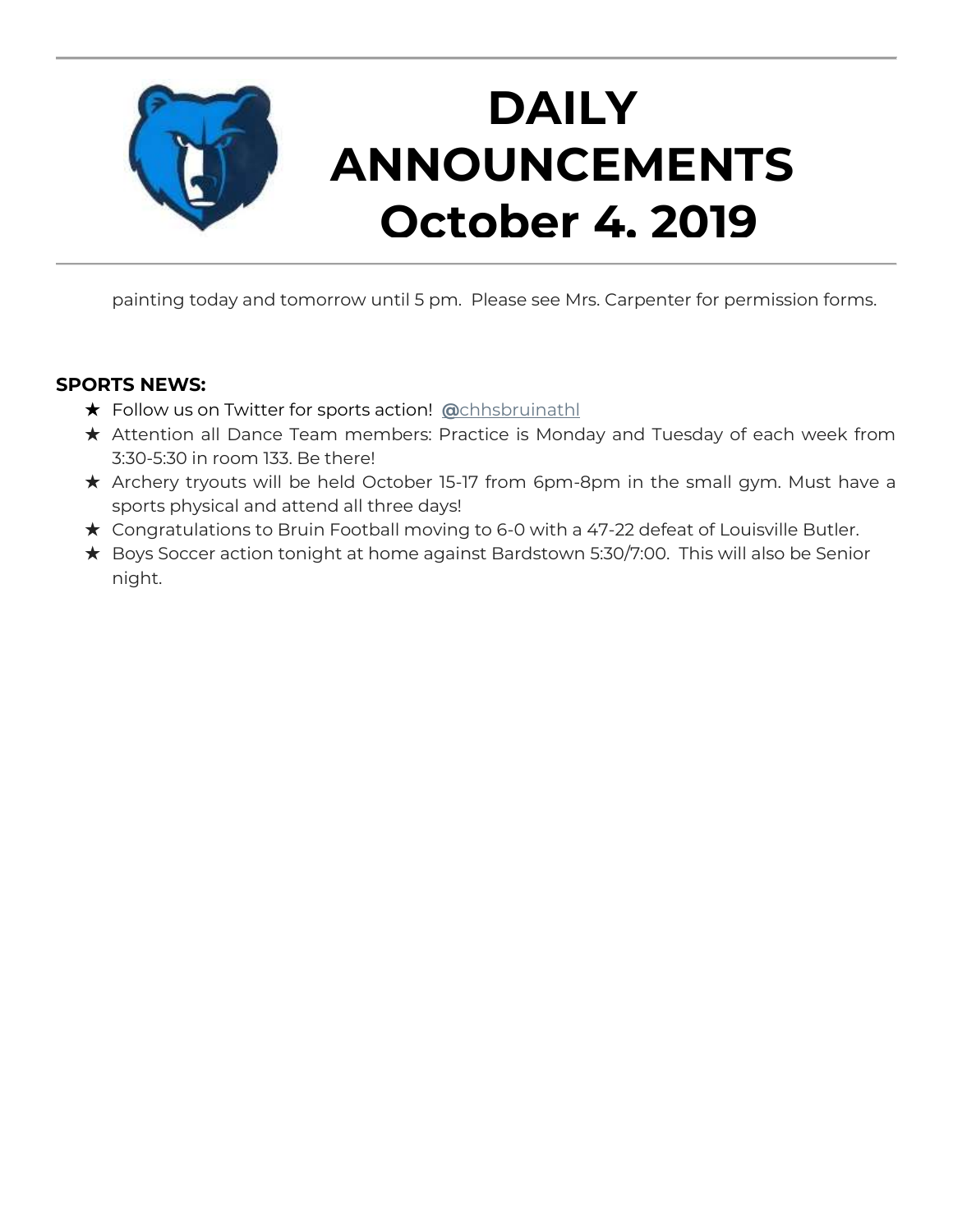# DAILY ANNOUNCEMENTS October 4. 2019

painting today and tomorrow until 5 pm. Please see Mrs. Carpenter for permission forms.

**SPORTS NEWS:**

- ★ Follow us on Twitter for sports action! @chhsbruinathl
- ★ Attention all Dance Team members: Practice is Monday and Tuesday of each week from 3:30-5:30 in room 133. Be there!
- ★ Archery tryouts will be held October 15-17 from 6pm-8pm in the small gym. Must have a sports physical and attend all three days!
- ★ Congratulations to Bruin Football moving to 6-0 with a 47-22 defeat of Louisville Butler.
- ★ Boys Soccer action tonight at home against Bardstown 5:30/7:00. This will also be Senior night.